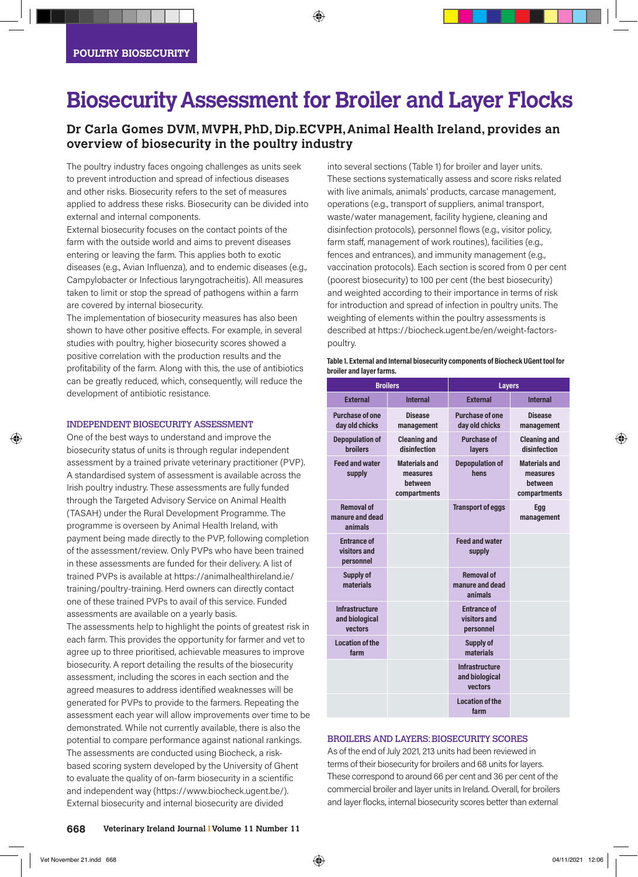POULTRY BIOSECURITY

# Biosecurity Assessment for Broiler and Layer Flocks

## Dr Carla Gomes DVM, MVPH, PhD, Dip.ECVPH, Animal Health Ireland, provides an overview of biosecurity in the poultry industry

The poultry industry faces ongoing challenges as units seek to prevent introduction and spread of infectious diseases and other risks. Biosecurity refers to the set of measures applied to address these risks. Biosecurity can be divided into external and internal components.

External biosecurity focuses on the contact points of the farm with the outside world and aims to prevent diseases entering or leaving the farm. This applies both to exotic diseases (e.g., Avian Influenza), and to endemic diseases (e.g., Campylobacter or Infectious laryngotracheitis). All measures taken to limit or stop the spread of pathogens within a farm are covered by internal biosecurity.

The implementation of biosecurity measures has also been shown to have other positive effects. For example, in several studies with poultry, higher biosecurity scores showed a positive correlation with the production results and the profitability of the farm. Along with this, the use of antibiotics can be greatly reduced, which, consequently, will reduce the development of antibiotic resistance.

### INDEPENDENT BIOSECURITY ASSESSMENT

One of the best ways to understand and improve the biosecurity status of units is through regular independent assessment by a trained private veterinary practitioner (PVP). A standardised system of assessment is available across the Irish poultry industry. These assessments are fully funded through the Targeted Advisory Service on Animal Health (TASAH) under the Rural Development Programme. The programme is overseen by Animal Health Ireland, with payment being made directly to the PVP, following completion of the assessment/review. Only PVPs who have been trained in these assessments are funded for their delivery. A list of trained PVPs is available at https://animalhealthireland.ie/training/poultry-training. Herd owners can directly contact one of these trained PVPs to avail of this service. Funded assessments are available on a yearly basis.

The assessments help to highlight the points of greatest risk in each farm. This provides the opportunity for farmer and vet to agree up to three prioritised, achievable measures to improve biosecurity. A report detailing the results of the biosecurity assessment, including the scores in each section and the agreed measures to address identified weaknesses will be generated for PVPs to provide to the farmers. Repeating the assessment each year will allow improvements over time to be demonstrated. While not currently available, there is also the potential to compare performance against national rankings.

The assessments are conducted using Biocheck, a risk-based scoring system developed by the University of Ghent to evaluate the quality of on-farm biosecurity in a scientific and independent way (https://www.biocheck.ugent.be/). External biosecurity and internal biosecurity are divided into several sections (Table 1) for broiler and layer units. These sections systematically assess and score risks related with live animals, animals' products, carcase management, operations (e.g., transport of suppliers, animal transport, waste/water management, facility hygiene, cleaning and disinfection protocols), personnel flows (e.g., visitor policy, farm staff, management of work routines), facilities (e.g., fences and entrances), and immunity management (e.g., vaccination protocols). Each section is scored from 0 per cent (poorest biosecurity) to 100 per cent (the best biosecurity) and weighted according to their importance in terms of risk for introduction and spread of infection in poultry units. The weighting of elements within the poultry assessments is described at https://biocheck.ugent.be/en/weight-factors-poultry.

**Table 1. External and Internal biosecurity components of Biocheck UGent tool for broiler and layer farms.**

| Broilers | | Layers | |
|---|---|---|---|
| External | Internal | External | Internal |
| Purchase of one day old chicks | Disease management | Purchase of one day old chicks | Disease management |
| Depopulation of broilers | Cleaning and disinfection | Purchase of layers | Cleaning and disinfection |
| Feed and water supply | Materials and measures between compartments | Depopulation of hens | Materials and measures between compartments |
| Removal of manure and dead animals | | Transport of eggs | Egg management |
| Entrance of visitors and personnel | | Feed and water supply | |
| Supply of materials | | Removal of manure and dead animals | |
| Infrastructure and biological vectors | | Entrance of visitors and personnel | |
| Location of the farm | | Supply of materials | |
| | | Infrastructure and biological vectors | |
| | | Location of the farm | |

### BROILERS AND LAYERS: BIOSECURITY SCORES

As of the end of July 2021, 213 units had been reviewed in terms of their biosecurity for broilers and 68 units for layers. These correspond to around 66 per cent and 36 per cent of the commercial broiler and layer units in Ireland. Overall, for broilers and layer flocks, internal biosecurity scores better than external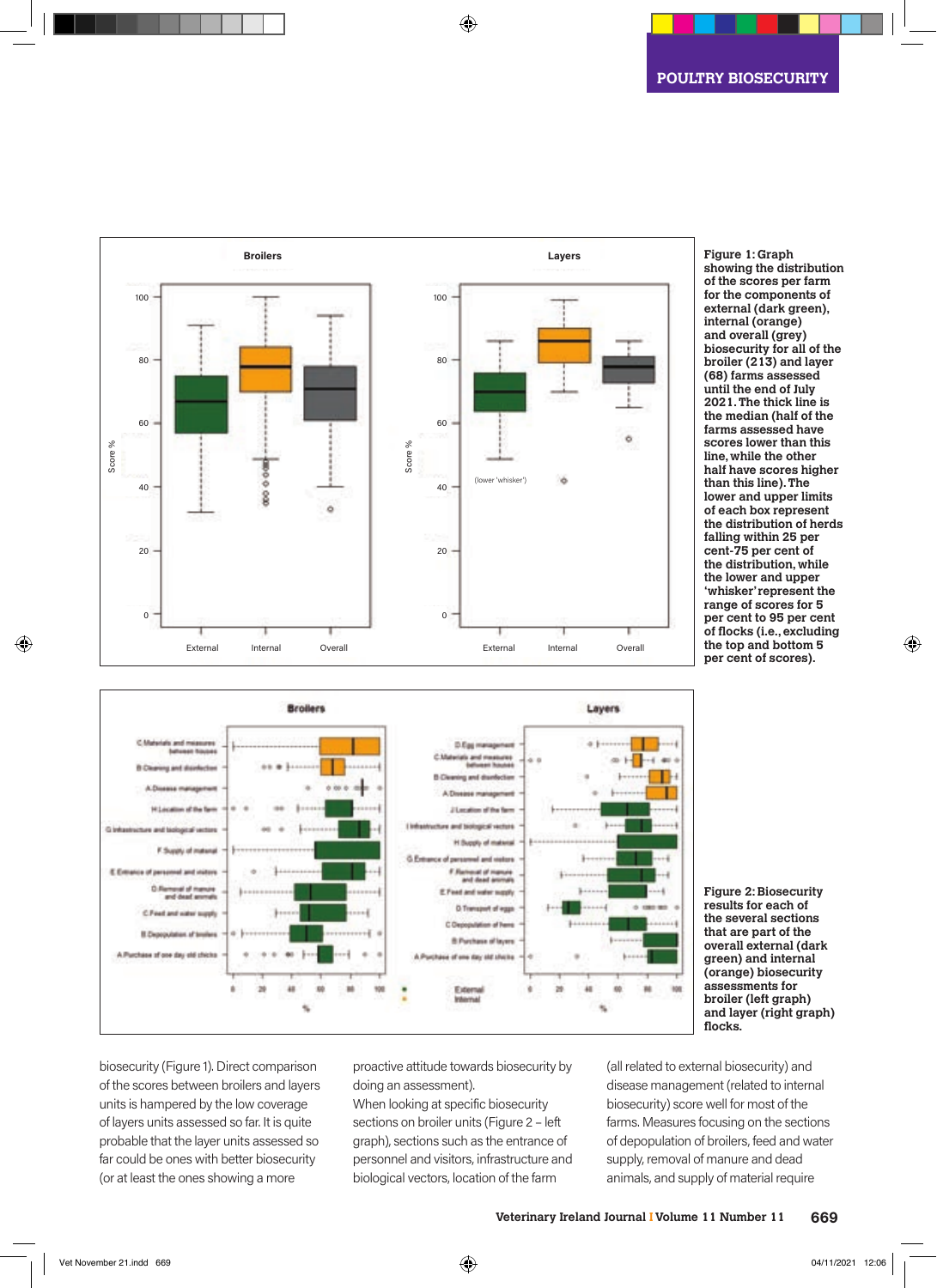Figure 1: Graph showing the distribution of the scores per farm for the components of external (dark green), internal (orange) and overall (grey) biosecurity for all of the broiler (213) and layer (68) farms assessed until the end of July 2021. The thick line is the median (half of the farms assessed have scores lower than this line, while the other half have scores higher than this line). The lower and upper limits of each box represent the distribution of herds falling within 25 per cent-75 per cent of the distribution, while the lower and upper 'whisker' represent the range of scores for 5 per cent to 95 per cent of flocks (i.e., excluding the top and bottom 5 per cent of scores).

Figure 2: Biosecurity results for each of the several sections that are part of the overall external (dark green) and internal (orange) biosecurity assessments for broiler (left graph) and layer (right graph) flocks.

biosecurity (Figure 1). Direct comparison of the scores between broilers and layers units is hampered by the low coverage of layers units assessed so far. It is quite probable that the layer units assessed so far could be ones with better biosecurity (or at least the ones showing a more proactive attitude towards biosecurity by doing an assessment).

When looking at specific biosecurity sections on broiler units (Figure 2 – left graph), sections such as the entrance of personnel and visitors, infrastructure and biological vectors, location of the farm (all related to external biosecurity) and disease management (related to internal biosecurity) score well for most of the farms. Measures focusing on the sections of depopulation of broilers, feed and water supply, removal of manure and dead animals, and supply of material require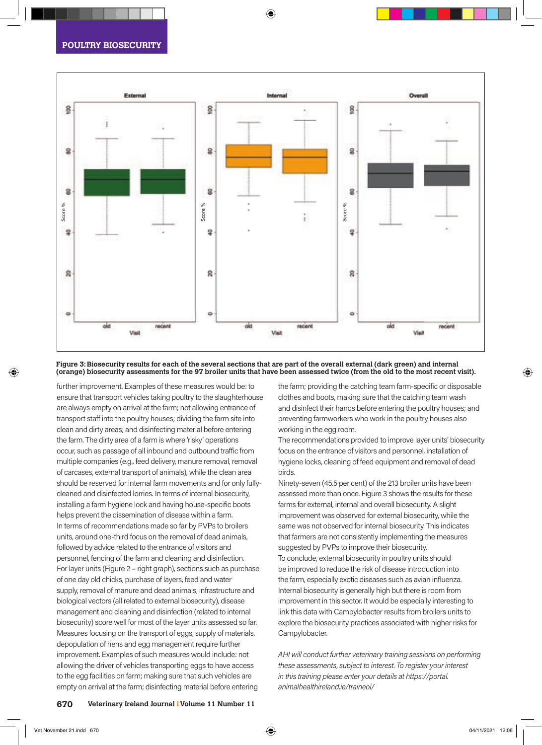External

Internal

Overall

100

80

60

40

20

0

Score %

old

recent

Visit

Figure 3: Biosecurity results for each of the several sections that are part of the overall external (dark green) and internal (orange) biosecurity assessments for the 97 broiler units that have been assessed twice (from the old to the most recent visit).

further improvement. Examples of these measures would be: to ensure that transport vehicles taking poultry to the slaughterhouse are always empty on arrival at the farm; not allowing entrance of transport staff into the poultry houses; dividing the farm site into clean and dirty areas; and disinfecting material before entering the farm. The dirty area of a farm is where 'risky' operations occur, such as passage of all inbound and outbound traffic from multiple companies (e.g., feed delivery, manure removal, removal of carcases, external transport of animals), while the clean area should be reserved for internal farm movements and for only fully-cleaned and disinfected lorries. In terms of internal biosecurity, installing a farm hygiene lock and having house-specific boots helps prevent the dissemination of disease within a farm.

In terms of recommendations made so far by PVPs to broilers units, around one-third focus on the removal of dead animals, followed by advice related to the entrance of visitors and personnel, fencing of the farm and cleaning and disinfection.

For layer units (Figure 2 – right graph), sections such as purchase of one day old chicks, purchase of layers, feed and water supply, removal of manure and dead animals, infrastructure and biological vectors (all related to external biosecurity), disease management and cleaning and disinfection (related to internal biosecurity) score well for most of the layer units assessed so far. Measures focusing on the transport of eggs, supply of materials, depopulation of hens and egg management require further improvement. Examples of such measures would include: not allowing the driver of vehicles transporting eggs to have access to the egg facilities on farm; making sure that such vehicles are empty on arrival at the farm; disinfecting material before entering the farm; providing the catching team farm-specific or disposable clothes and boots, making sure that the catching team wash and disinfect their hands before entering the poultry houses; and preventing farmworkers who work in the poultry houses also working in the egg room.

The recommendations provided to improve layer units' biosecurity focus on the entrance of visitors and personnel, installation of hygiene locks, cleaning of feed equipment and removal of dead birds.

Ninety-seven (45.5 per cent) of the 213 broiler units have been assessed more than once. Figure 3 shows the results for these farms for external, internal and overall biosecurity. A slight improvement was observed for external biosecurity, while the same was not observed for internal biosecurity. This indicates that farmers are not consistently implementing the measures suggested by PVPs to improve their biosecurity.

To conclude, external biosecurity in poultry units should be improved to reduce the risk of disease introduction into the farm, especially exotic diseases such as avian influenza. Internal biosecurity is generally high but there is room from improvement in this sector. It would be especially interesting to link this data with Campylobacter results from broilers units to explore the biosecurity practices associated with higher risks for Campylobacter.

*AHI will conduct further veterinary training sessions on performing these assessments, subject to interest. To register your interest in this training please enter your details at https://portal.animalhealthireland.ie/traineoi/*